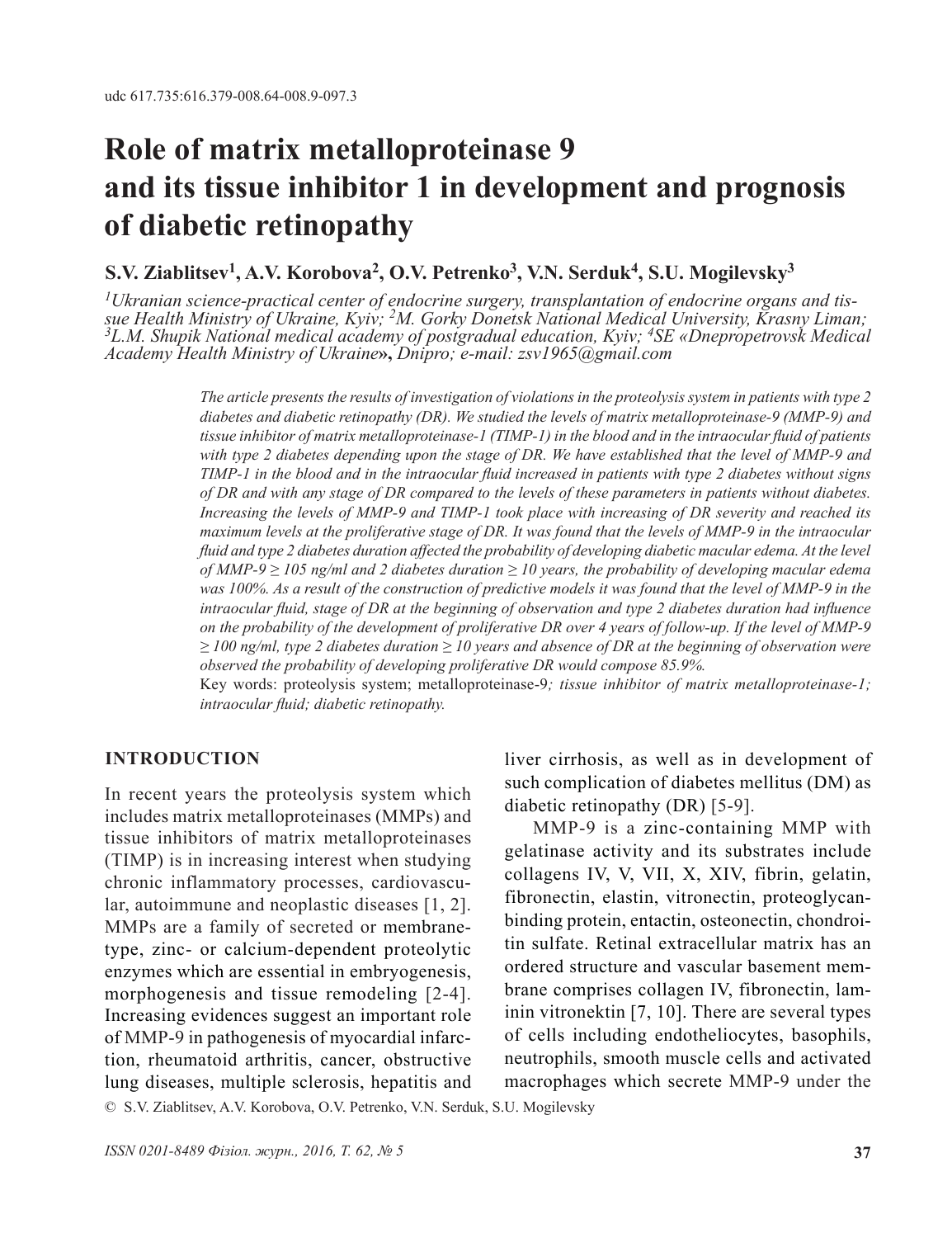udc 617.735:616.379-008.64-008.9-097.3

# Role of matrix metalloproteinase 9 and its tissue inhibitor 1 in development and prognosis of diabetic retinopathy

**S.V. Ziablitsev[1], A.V. Korobova[2], O.V. Petrenko[3], V.N. Serduk[4], S.U. Mogilevsky[3]**

*[1]Ukranian science-practical center of endocrine surgery, transplantation of endocrine organs and tissue Health Ministry of Ukraine, Kyiv; [2]M. Gorky Donetsk National Medical University, Krasny Liman; [3]L.M. Shupik National medical academy of postgradual education, Kyiv; [4]SE «Dnepropetrovsk Medical Academy Health Ministry of Ukraine», Dnipro; e-mail: zsv1965@gmail.com*

*The article presents the results of investigation of violations in the proteolysis system in patients with type 2 diabetes and diabetic retinopathy (DR). We studied the levels of matrix metalloproteinase-9 (MMP-9) and tissue inhibitor of matrix metalloproteinase-1 (TIMP-1) in the blood and in the intraocular fluid of patients with type 2 diabetes depending upon the stage of DR. We have established that the level of MMP-9 and TIMP-1 in the blood and in the intraocular fluid increased in patients with type 2 diabetes without signs of DR and with any stage of DR compared to the levels of these parameters in patients without diabetes. Increasing the levels of MMP-9 and TIMP-1 took place with increasing of DR severity and reached its maximum levels at the proliferative stage of DR. It was found that the levels of MMP-9 in the intraocular fluid and type 2 diabetes duration affected the probability of developing diabetic macular edema. At the level of MMP-9 ≥ 105 ng/ml and 2 diabetes duration ≥ 10 years, the probability of developing macular edema was 100%. As a result of the construction of predictive models it was found that the level of MMP-9 in the intraocular fluid, stage of DR at the beginning of observation and type 2 diabetes duration had influence on the probability of the development of proliferative DR over 4 years of follow-up. If the level of MMP-9 ≥ 100 ng/ml, type 2 diabetes duration ≥ 10 years and absence of DR at the beginning of observation were observed the probability of developing proliferative DR would compose 85.9%.*

Key words: proteolysis system; metalloproteinase-9*; tissue inhibitor of matrix metalloproteinase-1; intraocular fluid; diabetic retinopathy.*

## INTRODUCTION

In recent years the proteolysis system which includes matrix metalloproteinases (MMPs) and tissue inhibitors of matrix metalloproteinases (TIMP) is in increasing interest when studying chronic inflammatory processes, cardiovascular, autoimmune and neoplastic diseases [1, 2]. MMPs are a family of secreted or membrane-type, zinc- or calcium-dependent proteolytic enzymes which are essential in embryogenesis, morphogenesis and tissue remodeling [2-4]. Increasing evidences suggest an important role of MMP-9 in pathogenesis of myocardial infarction, rheumatoid arthritis, cancer, obstructive lung diseases, multiple sclerosis, hepatitis and liver cirrhosis, as well as in development of such complication of diabetes mellitus (DM) as diabetic retinopathy (DR) [5-9].

MMP-9 is a zinc-containing MMP with gelatinase activity and its substrates include collagens IV, V, VII, X, XIV, fibrin, gelatin, fibronectin, elastin, vitronectin, proteoglycan-binding protein, entactin, osteonectin, chondroitin sulfate. Retinal extracellular matrix has an ordered structure and vascular basement membrane comprises collagen IV, fibronectin, laminin vitronektin [7, 10]. There are several types of cells including endotheliocytes, basophils, neutrophils, smooth muscle cells and activated macrophages which secrete MMP-9 under the

© S.V. Ziablitsev, A.V. Korobova, O.V. Petrenko, V.N. Serduk, S.U. Mogilevsky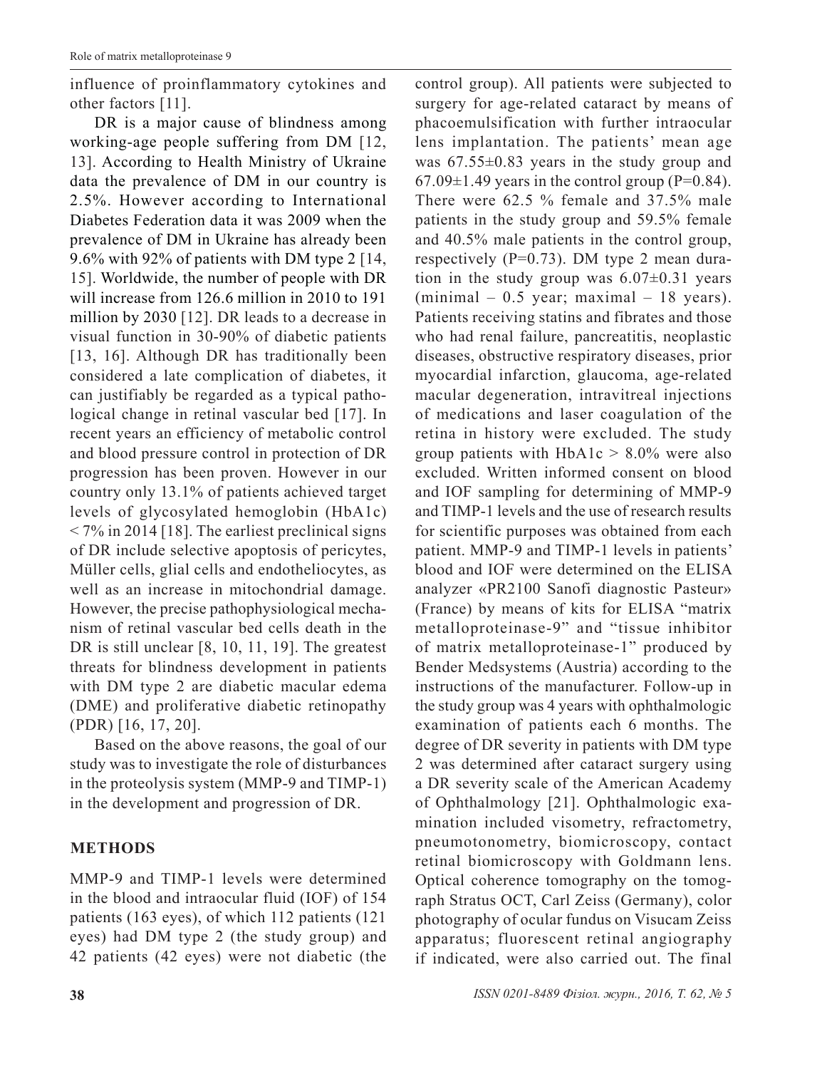influence of proinflammatory cytokines and other factors [11].

DR is a major cause of blindness among working-age people suffering from DM [12, 13]. According to Health Ministry of Ukraine data the prevalence of DM in our country is 2.5%. However according to International Diabetes Federation data it was 2009 when the prevalence of DM in Ukraine has already been 9.6% with 92% of patients with DM type 2 [14, 15]. Worldwide, the number of people with DR will increase from 126.6 million in 2010 to 191 million by 2030 [12]. DR leads to a decrease in visual function in 30-90% of diabetic patients [13, 16]. Although DR has traditionally been considered a late complication of diabetes, it can justifiably be regarded as a typical pathological change in retinal vascular bed [17]. In recent years an efficiency of metabolic control and blood pressure control in protection of DR progression has been proven. However in our country only 13.1% of patients achieved target levels of glycosylated hemoglobin (HbA1c) < 7% in 2014 [18]. The earliest preclinical signs of DR include selective apoptosis of pericytes, Müller cells, glial cells and endotheliocytes, as well as an increase in mitochondrial damage. However, the precise pathophysiological mechanism of retinal vascular bed cells death in the DR is still unclear [8, 10, 11, 19]. The greatest threats for blindness development in patients with DM type 2 are diabetic macular edema (DME) and proliferative diabetic retinopathy (PDR) [16, 17, 20].

Based on the above reasons, the goal of our study was to investigate the role of disturbances in the proteolysis system (MMP-9 and TIMP-1) in the development and progression of DR.

## METHODS

MMP-9 and TIMP-1 levels were determined in the blood and intraocular fluid (IOF) of 154 patients (163 eyes), of which 112 patients (121 eyes) had DM type 2 (the study group) and 42 patients (42 eyes) were not diabetic (the control group). All patients were subjected to surgery for age-related cataract by means of phacoemulsification with further intraocular lens implantation. The patients' mean age was $67.55 \pm 0.83$ years in the study group and $67.09 \pm 1.49$ years in the control group ($P = 0.84$). There were 62.5 % female and 37.5% male patients in the study group and 59.5% female and 40.5% male patients in the control group, respectively ($P = 0.73$). DM type 2 mean duration in the study group was $6.07 \pm 0.31$ years (minimal – 0.5 year; maximal – 18 years). Patients receiving statins and fibrates and those who had renal failure, pancreatitis, neoplastic diseases, obstructive respiratory diseases, prior myocardial infarction, glaucoma, age-related macular degeneration, intravitreal injections of medications and laser coagulation of the retina in history were excluded. The study group patients with HbA1c > 8.0% were also excluded. Written informed consent on blood and IOF sampling for determining of MMP-9 and TIMP-1 levels and the use of research results for scientific purposes was obtained from each patient. MMP-9 and TIMP-1 levels in patients' blood and IOF were determined on the ELISA analyzer «PR2100 Sanofi diagnostic Pasteur» (France) by means of kits for ELISA "matrix metalloproteinase-9" and "tissue inhibitor of matrix metalloproteinase-1" produced by Bender Medsystems (Austria) according to the instructions of the manufacturer. Follow-up in the study group was 4 years with ophthalmologic examination of patients each 6 months. The degree of DR severity in patients with DM type 2 was determined after cataract surgery using a DR severity scale of the American Academy of Ophthalmology [21]. Ophthalmologic examination included visometry, refractometry, pneumotonometry, biomicroscopy, contact retinal biomicroscopy with Goldmann lens. Optical coherence tomography on the tomograph Stratus OCT, Carl Zeiss (Germany), color photography of ocular fundus on Visucam Zeiss apparatus; fluorescent retinal angiography if indicated, were also carried out. The final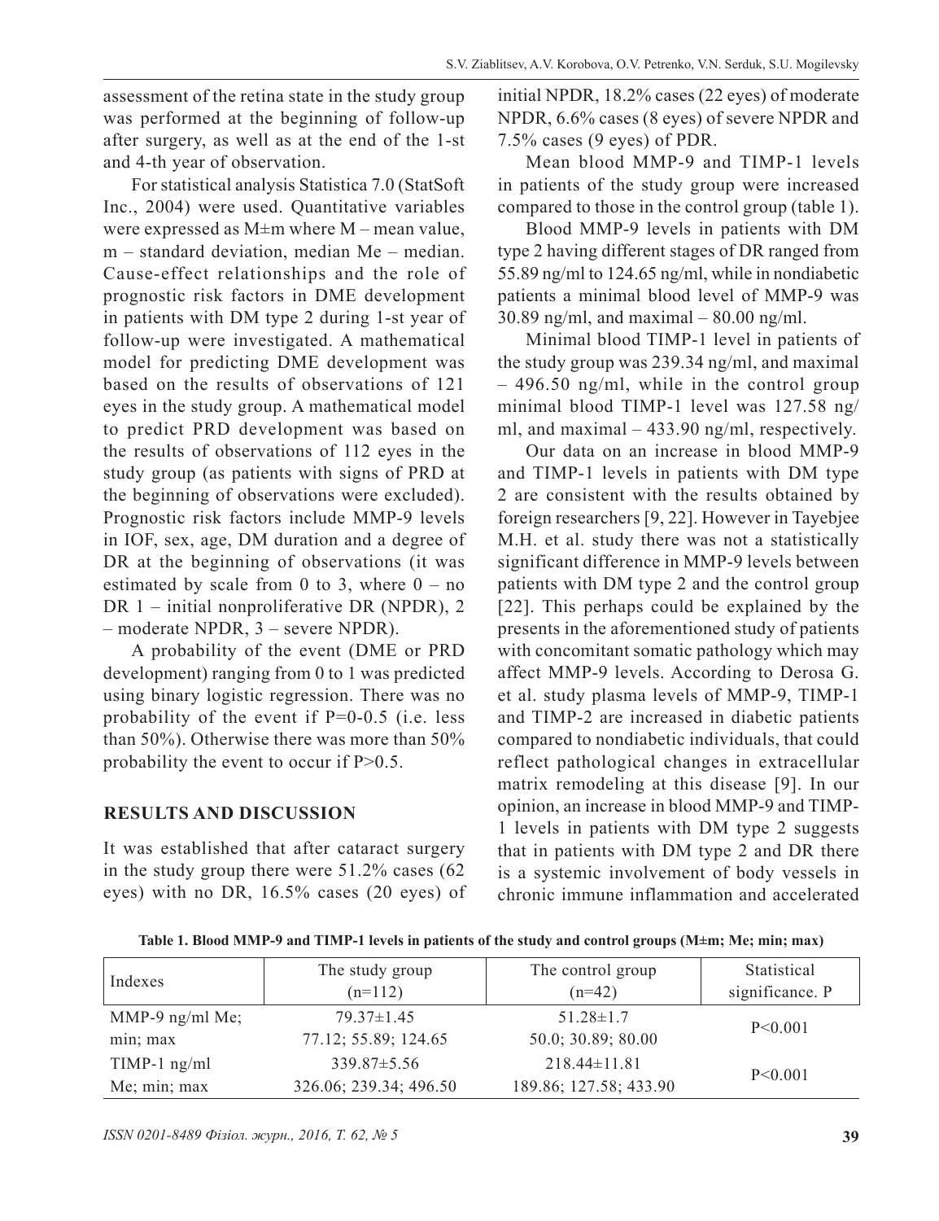assessment of the retina state in the study group was performed at the beginning of follow-up after surgery, as well as at the end of the 1-st and 4-th year of observation.

For statistical analysis Statistica 7.0 (StatSoft Inc., 2004) were used. Quantitative variables were expressed as M±m where M – mean value, m – standard deviation, median Me – median. Cause-effect relationships and the role of prognostic risk factors in DME development in patients with DM type 2 during 1-st year of follow-up were investigated. A mathematical model for predicting DME development was based on the results of observations of 121 eyes in the study group. A mathematical model to predict PRD development was based on the results of observations of 112 eyes in the study group (as patients with signs of PRD at the beginning of observations were excluded). Prognostic risk factors include MMP-9 levels in IOF, sex, age, DM duration and a degree of DR at the beginning of observations (it was estimated by scale from 0 to 3, where 0 – no DR 1 – initial nonproliferative DR (NPDR), 2 – moderate NPDR, 3 – severe NPDR).

A probability of the event (DME or PRD development) ranging from 0 to 1 was predicted using binary logistic regression. There was no probability of the event if P=0-0.5 (i.e. less than 50%). Otherwise there was more than 50% probability the event to occur if P>0.5.

## RESULTS AND DISCUSSION

It was established that after cataract surgery in the study group there were 51.2% cases (62 eyes) with no DR, 16.5% cases (20 eyes) of initial NPDR, 18.2% cases (22 eyes) of moderate NPDR, 6.6% cases (8 eyes) of severe NPDR and 7.5% cases (9 eyes) of PDR.

Mean blood MMP-9 and TIMP-1 levels in patients of the study group were increased compared to those in the control group (table 1).

Blood MMP-9 levels in patients with DM type 2 having different stages of DR ranged from 55.89 ng/ml to 124.65 ng/ml, while in nondiabetic patients a minimal blood level of MMP-9 was 30.89 ng/ml, and maximal – 80.00 ng/ml.

Minimal blood TIMP-1 level in patients of the study group was 239.34 ng/ml, and maximal – 496.50 ng/ml, while in the control group minimal blood TIMP-1 level was 127.58 ng/ml, and maximal – 433.90 ng/ml, respectively.

Our data on an increase in blood MMP-9 and TIMP-1 levels in patients with DM type 2 are consistent with the results obtained by foreign researchers [9, 22]. However in Tayebjee M.H. et al. study there was not a statistically significant difference in MMP-9 levels between patients with DM type 2 and the control group [22]. This perhaps could be explained by the presents in the aforementioned study of patients with concomitant somatic pathology which may affect MMP-9 levels. According to Derosa G. et al. study plasma levels of MMP-9, TIMP-1 and TIMP-2 are increased in diabetic patients compared to nondiabetic individuals, that could reflect pathological changes in extracellular matrix remodeling at this disease [9]. In our opinion, an increase in blood MMP-9 and TIMP-1 levels in patients with DM type 2 suggests that in patients with DM type 2 and DR there is a systemic involvement of body vessels in chronic immune inflammation and accelerated

**Table 1. Blood MMP-9 and TIMP-1 levels in patients of the study and control groups (M±m; Me; min; max)**

| Indexes | The study group (n=112) | The control group (n=42) | Statistical significance. P |
|---|---|---|---|
| MMP-9 ng/ml Me; min; max | 79.37±1.45<br>77.12; 55.89; 124.65 | 51.28±1.7<br>50.0; 30.89; 80.00 | P<0.001 |
| TIMP-1 ng/ml Me; min; max | 339.87±5.56<br>326.06; 239.34; 496.50 | 218.44±11.81<br>189.86; 127.58; 433.90 | P<0.001 |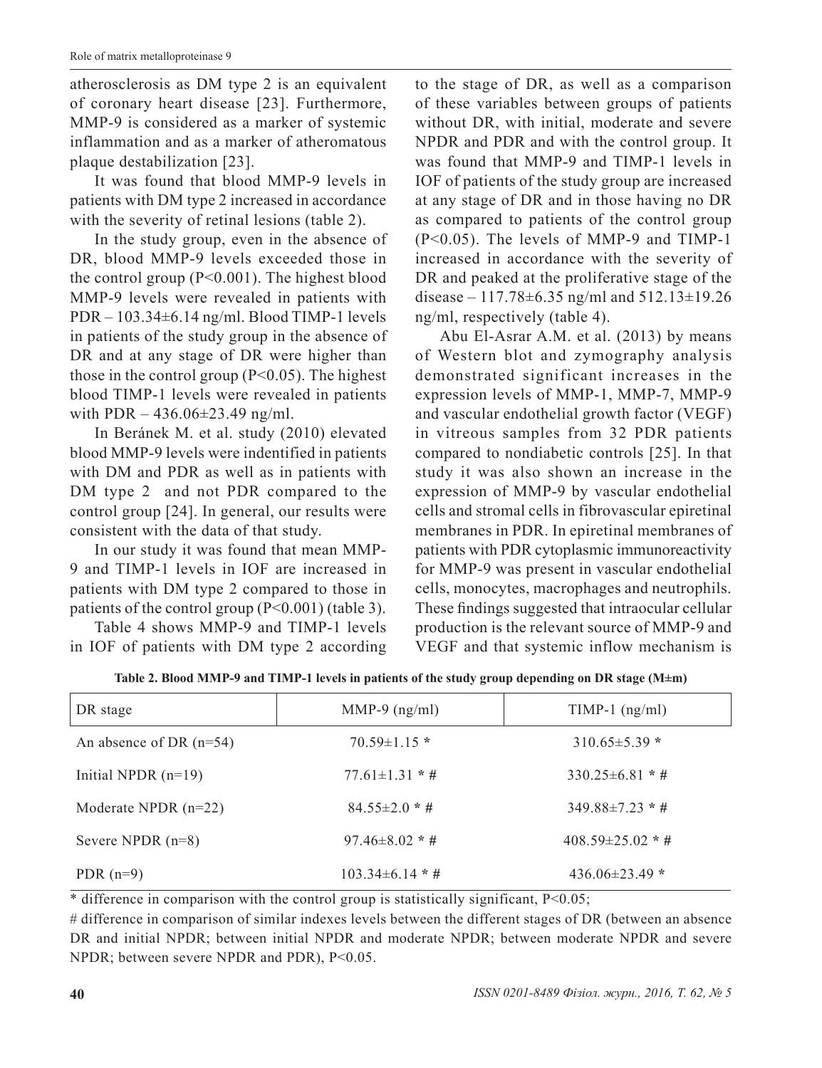atherosclerosis as DM type 2 is an equivalent of coronary heart disease [23]. Furthermore, MMP-9 is considered as a marker of systemic inflammation and as a marker of atheromatous plaque destabilization [23].

It was found that blood MMP-9 levels in patients with DM type 2 increased in accordance with the severity of retinal lesions (table 2).

In the study group, even in the absence of DR, blood MMP-9 levels exceeded those in the control group (P<0.001). The highest blood MMP-9 levels were revealed in patients with PDR – 103.34±6.14 ng/ml. Blood TIMP-1 levels in patients of the study group in the absence of DR and at any stage of DR were higher than those in the control group (P<0.05). The highest blood TIMP-1 levels were revealed in patients with PDR – 436.06±23.49 ng/ml.

In Beránek M. et al. study (2010) elevated blood MMP-9 levels were indentified in patients with DM and PDR as well as in patients with DM type 2 and not PDR compared to the control group [24]. In general, our results were consistent with the data of that study.

In our study it was found that mean MMP-9 and TIMP-1 levels in IOF are increased in patients with DM type 2 compared to those in patients of the control group (P<0.001) (table 3).

Table 4 shows MMP-9 and TIMP-1 levels in IOF of patients with DM type 2 according to the stage of DR, as well as a comparison of these variables between groups of patients without DR, with initial, moderate and severe NPDR and PDR and with the control group. It was found that MMP-9 and TIMP-1 levels in IOF of patients of the study group are increased at any stage of DR and in those having no DR as compared to patients of the control group (P<0.05). The levels of MMP-9 and TIMP-1 increased in accordance with the severity of DR and peaked at the proliferative stage of the disease – 117.78±6.35 ng/ml and 512.13±19.26 ng/ml, respectively (table 4).

Abu El-Asrar A.M. et al. (2013) by means of Western blot and zymography analysis demonstrated significant increases in the expression levels of MMP-1, MMP-7, MMP-9 and vascular endothelial growth factor (VEGF) in vitreous samples from 32 PDR patients compared to nondiabetic controls [25]. In that study it was also shown an increase in the expression of MMP-9 by vascular endothelial cells and stromal cells in fibrovascular epiretinal membranes in PDR. In epiretinal membranes of patients with PDR cytoplasmic immunoreactivity for MMP-9 was present in vascular endothelial cells, monocytes, macrophages and neutrophils. These findings suggested that intraocular cellular production is the relevant source of MMP-9 and VEGF and that systemic inflow mechanism is

**Table 2. Blood MMP-9 and TIMP-1 levels in patients of the study group depending on DR stage (M±m)**

| DR stage | MMP-9 (ng/ml) | TIMP-1 (ng/ml) |
|---|---|---|
| An absence of DR (n=54) | 70.59±1.15 * | 310.65±5.39 * |
| Initial NPDR (n=19) | 77.61±1.31 * # | 330.25±6.81 * # |
| Moderate NPDR (n=22) | 84.55±2.0 * # | 349.88±7.23 * # |
| Severe NPDR (n=8) | 97.46±8.02 * # | 408.59±25.02 * # |
| PDR (n=9) | 103.34±6.14 * # | 436.06±23.49 * |

* difference in comparison with the control group is statistically significant, P<0.05;

# difference in comparison of similar indexes levels between the different stages of DR (between an absence DR and initial NPDR; between initial NPDR and moderate NPDR; between moderate NPDR and severe NPDR; between severe NPDR and PDR), P<0.05.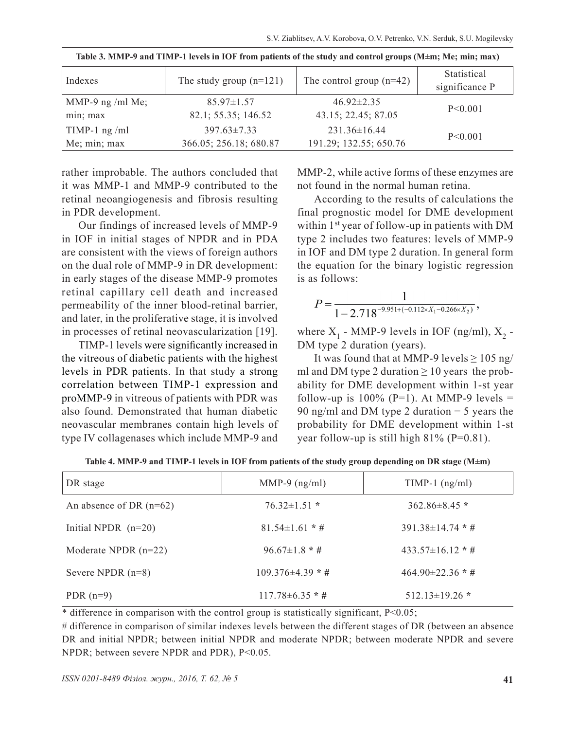**Table 3. MMP-9 and TIMP-1 levels in IOF from patients of the study and control groups (M±m; Me; min; max)**

| Indexes | The study group (n=121) | The control group (n=42) | Statistical significance P |
|---|---|---|---|
| MMP-9 ng /ml Me; min; max | 85.97±1.57<br>82.1; 55.35; 146.52 | 46.92±2.35<br>43.15; 22.45; 87.05 | P<0.001 |
| TIMP-1 ng /ml Me; min; max | 397.63±7.33<br>366.05; 256.18; 680.87 | 231.36±16.44<br>191.29; 132.55; 650.76 | P<0.001 |

rather improbable. The authors concluded that it was MMP-1 and MMP-9 contributed to the retinal neoangiogenesis and fibrosis resulting in PDR development.

Our findings of increased levels of MMP-9 in IOF in initial stages of NPDR and in PDA are consistent with the views of foreign authors on the dual role of MMP-9 in DR development: in early stages of the disease MMP-9 promotes retinal capillary cell death and increased permeability of the inner blood-retinal barrier, and later, in the proliferative stage, it is involved in processes of retinal neovascularization [19].

TIMP-1 levels were significantly increased in the vitreous of diabetic patients with the highest levels in PDR patients. In that study a strong correlation between TIMP-1 expression and proMMP-9 in vitreous of patients with PDR was also found. Demonstrated that human diabetic neovascular membranes contain high levels of type IV collagenases which include MMP-9 and MMP-2, while active forms of these enzymes are not found in the normal human retina.

According to the results of calculations the final prognostic model for DME development within 1st year of follow-up in patients with DM type 2 includes two features: levels of MMP-9 in IOF and DM type 2 duration. In general form the equation for the binary logistic regression is as follows:

$$P = \frac{1}{1 - 2.718^{-9.951 + (-0.112 \times X_1 - 0.266 \times X_2)}},$$

where $X_1$ - MMP-9 levels in IOF (ng/ml), $X_2$ - DM type 2 duration (years).

It was found that at MMP-9 levels ≥ 105 ng/ml and DM type 2 duration ≥ 10 years the probability for DME development within 1-st year follow-up is 100% (P=1). At MMP-9 levels = 90 ng/ml and DM type 2 duration = 5 years the probability for DME development within 1-st year follow-up is still high 81% (P=0.81).

**Table 4. MMP-9 and TIMP-1 levels in IOF from patients of the study group depending on DR stage (M±m)**

| DR stage | MMP-9 (ng/ml) | TIMP-1 (ng/ml) |
|---|---|---|
| An absence of DR (n=62) | 76.32±1.51 * | 362.86±8.45 * |
| Initial NPDR (n=20) | 81.54±1.61 * # | 391.38±14.74 * # |
| Moderate NPDR (n=22) | 96.67±1.8 * # | 433.57±16.12 * # |
| Severe NPDR (n=8) | 109.376±4.39 * # | 464.90±22.36 * # |
| PDR (n=9) | 117.78±6.35 * # | 512.13±19.26 * |

* difference in comparison with the control group is statistically significant, P<0.05;

# difference in comparison of similar indexes levels between the different stages of DR (between an absence DR and initial NPDR; between initial NPDR and moderate NPDR; between moderate NPDR and severe NPDR; between severe NPDR and PDR), P<0.05.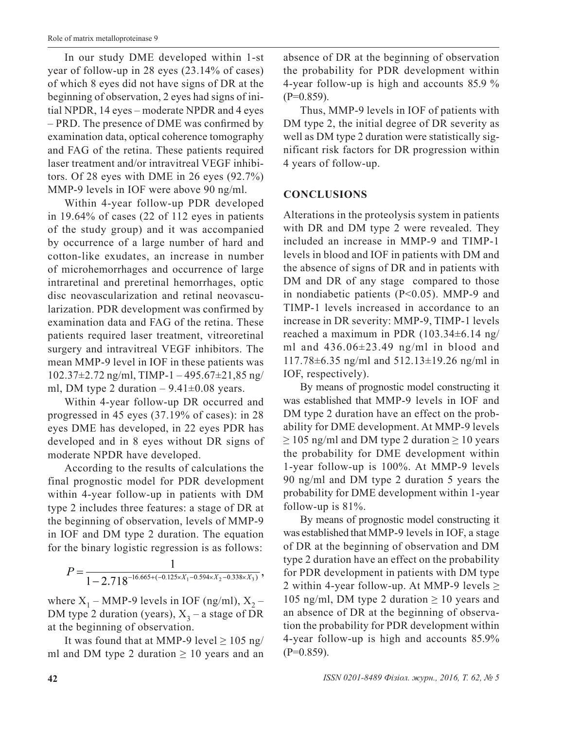In our study DME developed within 1-st year of follow-up in 28 eyes (23.14% of cases) of which 8 eyes did not have signs of DR at the beginning of observation, 2 eyes had signs of initial NPDR, 14 eyes – moderate NPDR and 4 eyes – PRD. The presence of DME was confirmed by examination data, optical coherence tomography and FAG of the retina. These patients required laser treatment and/or intravitreal VEGF inhibitors. Of 28 eyes with DME in 26 eyes (92.7%) MMP-9 levels in IOF were above 90 ng/ml.

Within 4-year follow-up PDR developed in 19.64% of cases (22 of 112 eyes in patients of the study group) and it was accompanied by occurrence of a large number of hard and cotton-like exudates, an increase in number of microhemorrhages and occurrence of large intraretinal and preretinal hemorrhages, optic disc neovascularization and retinal neovascularization. PDR development was confirmed by examination data and FAG of the retina. These patients required laser treatment, vitreoretinal surgery and intravitreal VEGF inhibitors. The mean MMP-9 level in IOF in these patients was 102.37±2.72 ng/ml, TIMP-1 – 495.67±21,85 ng/ml, DM type 2 duration – 9.41±0.08 years.

Within 4-year follow-up DR occurred and progressed in 45 eyes (37.19% of cases): in 28 eyes DME has developed, in 22 eyes PDR has developed and in 8 eyes without DR signs of moderate NPDR have developed.

According to the results of calculations the final prognostic model for PDR development within 4-year follow-up in patients with DM type 2 includes three features: a stage of DR at the beginning of observation, levels of MMP-9 in IOF and DM type 2 duration. The equation for the binary logistic regression is as follows:

$$P = \frac{1}{1 - 2.718^{-16.665 + (-0.125 \times X_1 - 0.594 \times X_2 - 0.338 \times X_3)}},$$

where $X_1$ – MMP-9 levels in IOF (ng/ml), $X_2$ – DM type 2 duration (years), $X_3$ – a stage of DR at the beginning of observation.

It was found that at MMP-9 level ≥ 105 ng/ml and DM type 2 duration ≥ 10 years and an absence of DR at the beginning of observation the probability for PDR development within 4-year follow-up is high and accounts 85.9 % (P=0.859).

Thus, MMP-9 levels in IOF of patients with DM type 2, the initial degree of DR severity as well as DM type 2 duration were statistically significant risk factors for DR progression within 4 years of follow-up.

## CONCLUSIONS

Alterations in the proteolysis system in patients with DR and DM type 2 were revealed. They included an increase in MMP-9 and TIMP-1 levels in blood and IOF in patients with DM and the absence of signs of DR and in patients with DM and DR of any stage compared to those in nondiabetic patients ($P<0.05$). MMP-9 and TIMP-1 levels increased in accordance to an increase in DR severity: MMP-9, TIMP-1 levels reached a maximum in PDR (103.34±6.14 ng/ml and 436.06±23.49 ng/ml in blood and 117.78±6.35 ng/ml and 512.13±19.26 ng/ml in IOF, respectively).

By means of prognostic model constructing it was established that MMP-9 levels in IOF and DM type 2 duration have an effect on the probability for DME development. At MMP-9 levels ≥ 105 ng/ml and DM type 2 duration ≥ 10 years the probability for DME development within 1-year follow-up is 100%. At MMP-9 levels 90 ng/ml and DM type 2 duration 5 years the probability for DME development within 1-year follow-up is 81%.

By means of prognostic model constructing it was established that MMP-9 levels in IOF, a stage of DR at the beginning of observation and DM type 2 duration have an effect on the probability for PDR development in patients with DM type 2 within 4-year follow-up. At MMP-9 levels ≥ 105 ng/ml, DM type 2 duration ≥ 10 years and an absence of DR at the beginning of observation the probability for PDR development within 4-year follow-up is high and accounts 85.9% (P=0.859).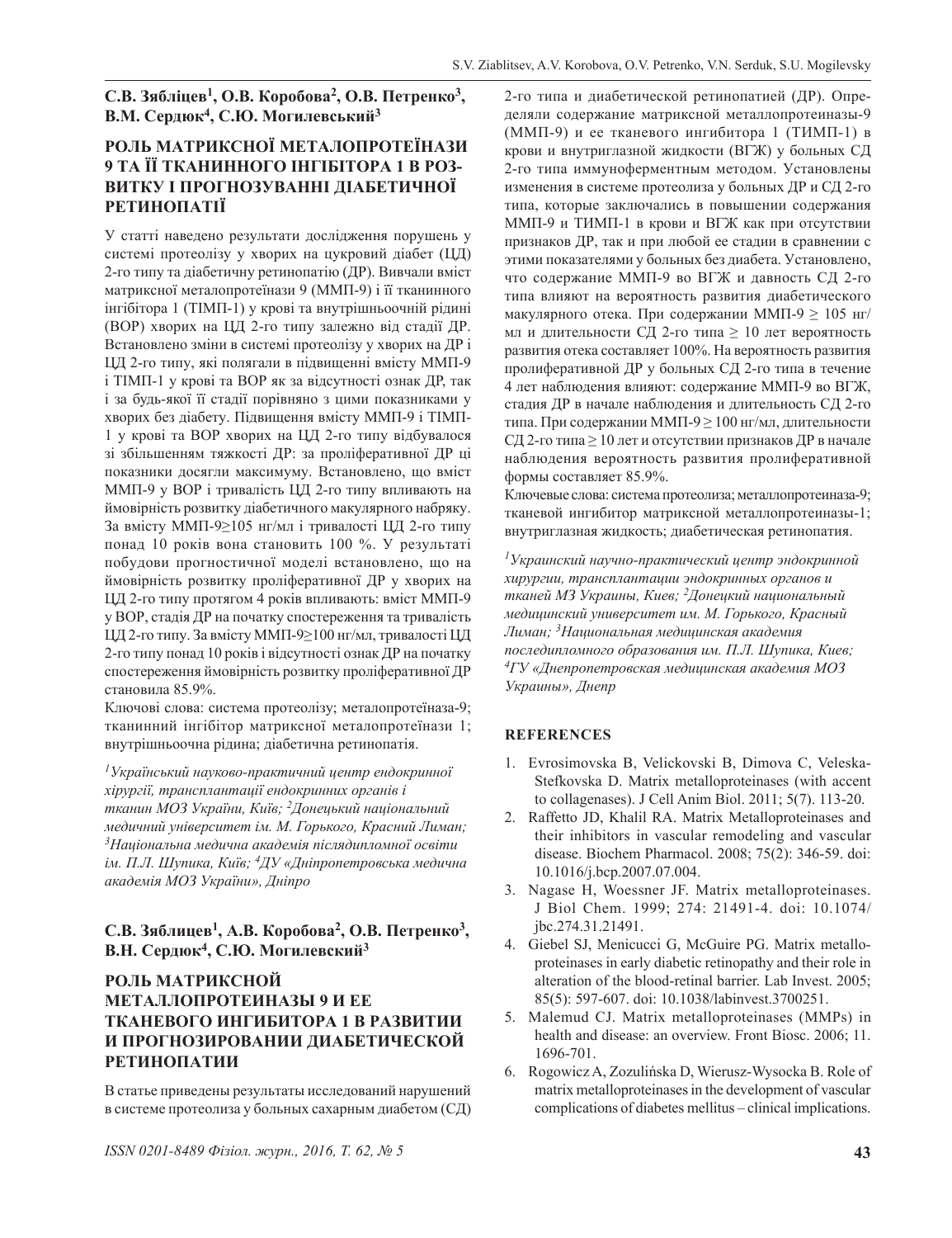**С.В. Зябліцев[1], О.В. Коробова[2], О.В. Петренко[3], В.М. Сердюк[4], С.Ю. Могилевський[3]**

## РОЛЬ МАТРИКСНОЇ МЕТАЛОПРОТЕЇНАЗИ 9 ТА ЇЇ ТКАНИННОГО ІНГІБІТОРА 1 В РОЗВИТКУ І ПРОГНОЗУВАННІ ДІАБЕТИЧНОЇ РЕТИНОПАТІЇ

У статті наведено результати дослідження порушень у системі протеолізу у хворих на цукровий діабет (ЦД) 2-го типу та діабетичну ретинопатію (ДР). Вивчали вміст матриксної металопротеїнази 9 (ММП-9) і її тканинного інгібітора 1 (ТІМП-1) у крові та внутрішньоочній рідині (ВОР) хворих на ЦД 2-го типу залежно від стадії ДР. Встановлено зміни в системі протеолізу у хворих на ДР і ЦД 2-го типу, які полягали в підвищенні вмісту ММП-9 і ТІМП-1 у крові та ВОР як за відсутності ознак ДР, так і за будь-якої її стадії порівняно з цими показниками у хворих без діабету. Підвищення вмісту ММП-9 і ТІМП-1 у крові та ВОР хворих на ЦД 2-го типу відбувалося зі збільшенням тяжкості ДР: за проліферативної ДР ці показники досягли максимуму. Встановлено, що вміст ММП-9 у ВОР і тривалість ЦД 2-го типу впливають на ймовірність розвитку діабетичного макулярного набряку. За вмісту ММП-9≥105 нг/мл і тривалості ЦД 2-го типу понад 10 років вона становить 100 %. У результаті побудови прогностичної моделі встановлено, що на ймовірність розвитку проліферативної ДР у хворих на ЦД 2-го типу протягом 4 років впливають: вміст ММП-9 у ВОР, стадія ДР на початку спостереження та тривалість ЦД 2-го типу. За вмісту ММП-9≥100 нг/мл, тривалості ЦД 2-го типу понад 10 років і відсутності ознак ДР на початку спостереження ймовірність розвитку проліферативної ДР становила 85.9%.

Ключові слова: система протеолізу; металопротеїназа-9; тканинний інгібітор матриксної металопротеїнази 1; внутрішньоочна рідина; діабетична ретинопатія.

*[1]Український науково-практичний центр ендокринної хірургії, трансплантації ендокринних органів і тканин МОЗ України, Київ; [2]Донецький національний медичний університет ім. М. Горького, Красний Лиман; [3]Національна медична академія післядипломної освіти ім. П.Л. Шупика, Київ; [4]ДУ «Дніпропетровська медична академія МОЗ України», Дніпро*

**С.В. Зяблицев[1], А.В. Коробова[2], О.В. Петренко[3], В.Н. Сердюк[4], С.Ю. Могилевский[3]**

## РОЛЬ МАТРИКСНОЙ МЕТАЛЛОПРОТЕИНАЗЫ 9 И ЕЕ ТКАНЕВОГО ИНГИБИТОРА 1 В РАЗВИТИИ И ПРОГНОЗИРОВАНИИ ДИАБЕТИЧЕСКОЙ РЕТИНОПАТИИ

В статье приведены результаты исследований нарушений в системе протеолиза у больных сахарным диабетом (СД) 2-го типа и диабетической ретинопатией (ДР). Определяли содержание матриксной металлопротеиназы-9 (ММП-9) и ее тканевого ингибитора 1 (ТИМП-1) в крови и внутриглазной жидкости (ВГЖ) у больных СД 2-го типа иммуноферментным методом. Установлены изменения в системе протеолиза у больных ДР и СД 2-го типа, которые заключались в повышении содержания ММП-9 и ТИМП-1 в крови и ВГЖ как при отсутствии признаков ДР, так и при любой ее стадии в сравнении с этими показателями у больных без диабета. Установлено, что содержание ММП-9 во ВГЖ и давность СД 2-го типа влияют на вероятность развития диабетического макулярного отека. При содержании ММП-9 ≥ 105 нг/мл и длительности СД 2-го типа ≥ 10 лет вероятность развития отека составляет 100%. На вероятность развития пролиферативной ДР у больных СД 2-го типа в течение 4 лет наблюдения влияют: содержание ММП-9 во ВГЖ, стадия ДР в начале наблюдения и длительность СД 2-го типа. При содержании ММП-9 ≥ 100 нг/мл, длительности СД 2-го типа ≥ 10 лет и отсутствии признаков ДР в начале наблюдения вероятность развития пролиферативной формы составляет 85.9%.

Ключевые слова: система протеолиза; металлопротеиназа-9; тканевой ингибитор матриксной металлопротеиназы-1; внутриглазная жидкость; диабетическая ретинопатия.

*[1]Украинский научно-практический центр эндокринной хирургии, трансплантации эндокринных органов и тканей МЗ Украины, Киев; [2]Донецкий национальный медицинский университет им. М. Горького, Красный Лиман; [3]Национальная медицинская академия последипломного образования им. П.Л. Шупика, Киев; [4]ГУ «Днепропетровская медицинская академия МОЗ Украины», Днепр*

## REFERENCES

1. Evrosimovska B, Velickovski B, Dimova C, Veleska-Stefkovska D. Matrix metalloproteinases (with accent to collagenases). J Cell Anim Biol. 2011; 5(7). 113-20.
2. Raffetto JD, Khalil RA. Matrix Metalloproteinases and their inhibitors in vascular remodeling and vascular disease. Biochem Pharmacol. 2008; 75(2): 346-59. doi: 10.1016/j.bcp.2007.07.004.
3. Nagase H, Woessner JF. Matrix metalloproteinases. J Biol Chem. 1999; 274: 21491-4. doi: 10.1074/jbc.274.31.21491.
4. Giebel SJ, Menicucci G, McGuire PG. Matrix metalloproteinases in early diabetic retinopathy and their role in alteration of the blood-retinal barrier. Lab Invest. 2005; 85(5): 597-607. doi: 10.1038/labinvest.3700251.
5. Malemud CJ. Matrix metalloproteinases (MMPs) in health and disease: an overview. Front Biosc. 2006; 11. 1696-701.
6. Rogowicz A, Zozulińska D, Wierusz-Wysocka B. Role of matrix metalloproteinases in the development of vascular complications of diabetes mellitus – clinical implications.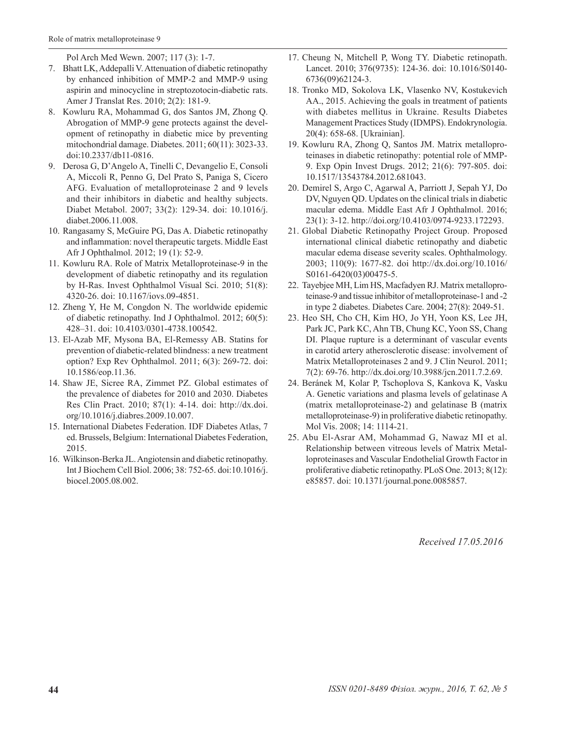Pol Arch Med Wewn. 2007; 117 (3): 1-7.

7. Bhatt LK, Addepalli V. Attenuation of diabetic retinopathy by enhanced inhibition of MMP-2 and MMP-9 using aspirin and minocycline in streptozotocin-diabetic rats. Amer J Translat Res. 2010; 2(2): 181-9.
8. Kowluru RA, Mohammad G, dos Santos JM, Zhong Q. Abrogation of MMP-9 gene protects against the development of retinopathy in diabetic mice by preventing mitochondrial damage. Diabetes. 2011; 60(11): 3023-33. doi:10.2337/db11-0816.
9. Derosa G, D'Angelo A, Tinelli C, Devangelio E, Consoli A, Miccoli R, Penno G, Del Prato S, Paniga S, Cicero AFG. Evaluation of metalloproteinase 2 and 9 levels and their inhibitors in diabetic and healthy subjects. Diabet Metabol. 2007; 33(2): 129-34. doi: 10.1016/j.diabet.2006.11.008.
10. Rangasamy S, McGuire PG, Das A. Diabetic retinopathy and inflammation: novel therapeutic targets. Middle East Afr J Ophthalmol. 2012; 19 (1): 52-9.
11. Kowluru RA. Role of Matrix Metalloproteinase-9 in the development of diabetic retinopathy and its regulation by H-Ras. Invest Ophthalmol Visual Sci. 2010; 51(8): 4320-26. doi: 10.1167/iovs.09-4851.
12. Zheng Y, He M, Congdon N. The worldwide epidemic of diabetic retinopathy. Ind J Ophthalmol. 2012; 60(5): 428–31. doi: 10.4103/0301-4738.100542.
13. El-Azab MF, Mysona BA, El-Remessy AB. Statins for prevention of diabetic-related blindness: a new treatment option? Exp Rev Ophthalmol. 2011; 6(3): 269-72. doi: 10.1586/eop.11.36.
14. Shaw JE, Sicree RA, Zimmet PZ. Global estimates of the prevalence of diabetes for 2010 and 2030. Diabetes Res Clin Pract. 2010; 87(1): 4-14. doi: http://dx.doi.org/10.1016/j.diabres.2009.10.007.
15. International Diabetes Federation. IDF Diabetes Atlas, 7 ed. Brussels, Belgium: International Diabetes Federation, 2015.
16. Wilkinson-Berka JL. Angiotensin and diabetic retinopathy. Int J Biochem Cell Biol. 2006; 38: 752-65. doi:10.1016/j.biocel.2005.08.002.
17. Cheung N, Mitchell P, Wong TY. Diabetic retinopath. Lancet. 2010; 376(9735): 124-36. doi: 10.1016/S0140-6736(09)62124-3.
18. Tronko MD, Sokolova LK, Vlasenko NV, Kostukevich AA., 2015. Achieving the goals in treatment of patients with diabetes mellitus in Ukraine. Results Diabetes Management Practices Study (IDMPS). Endokrynologia. 20(4): 658-68. [Ukrainian].
19. Kowluru RA, Zhong Q, Santos JM. Matrix metalloproteinases in diabetic retinopathy: potential role of MMP-9. Exp Opin Invest Drugs. 2012; 21(6): 797-805. doi: 10.1517/13543784.2012.681043.
20. Demirel S, Argo C, Agarwal A, Parriott J, Sepah YJ, Do DV, Nguyen QD. Updates on the clinical trials in diabetic macular edema. Middle East Afr J Ophthalmol. 2016; 23(1): 3-12. http://doi.org/10.4103/0974-9233.172293.
21. Global Diabetic Retinopathy Project Group. Proposed international clinical diabetic retinopathy and diabetic macular edema disease severity scales. Ophthalmology. 2003; 110(9): 1677-82. doi http://dx.doi.org/10.1016/S0161-6420(03)00475-5.
22. Tayebjee MH, Lim HS, Macfadyen RJ. Matrix metalloproteinase-9 and tissue inhibitor of metalloproteinase-1 and -2 in type 2 diabetes. Diabetes Care. 2004; 27(8): 2049-51.
23. Heo SH, Cho CH, Kim HO, Jo YH, Yoon KS, Lee JH, Park JC, Park KC, Ahn TB, Chung KC, Yoon SS, Chang DI. Plaque rupture is a determinant of vascular events in carotid artery atherosclerotic disease: involvement of Matrix Metalloproteinases 2 and 9. J Clin Neurol. 2011; 7(2): 69-76. http://dx.doi.org/10.3988/jcn.2011.7.2.69.
24. Beránek M, Kolar P, Tschoplova S, Kankova K, Vasku A. Genetic variations and plasma levels of gelatinase A (matrix metalloproteinase-2) and gelatinase B (matrix metalloproteinase-9) in proliferative diabetic retinopathy. Mol Vis. 2008; 14: 1114-21.
25. Abu El-Asrar AM, Mohammad G, Nawaz MI et al. Relationship between vitreous levels of Matrix Metalloproteinases and Vascular Endothelial Growth Factor in proliferative diabetic retinopathy. PLoS One. 2013; 8(12): e85857. doi: 10.1371/journal.pone.0085857.

*Received 17.05.2016*